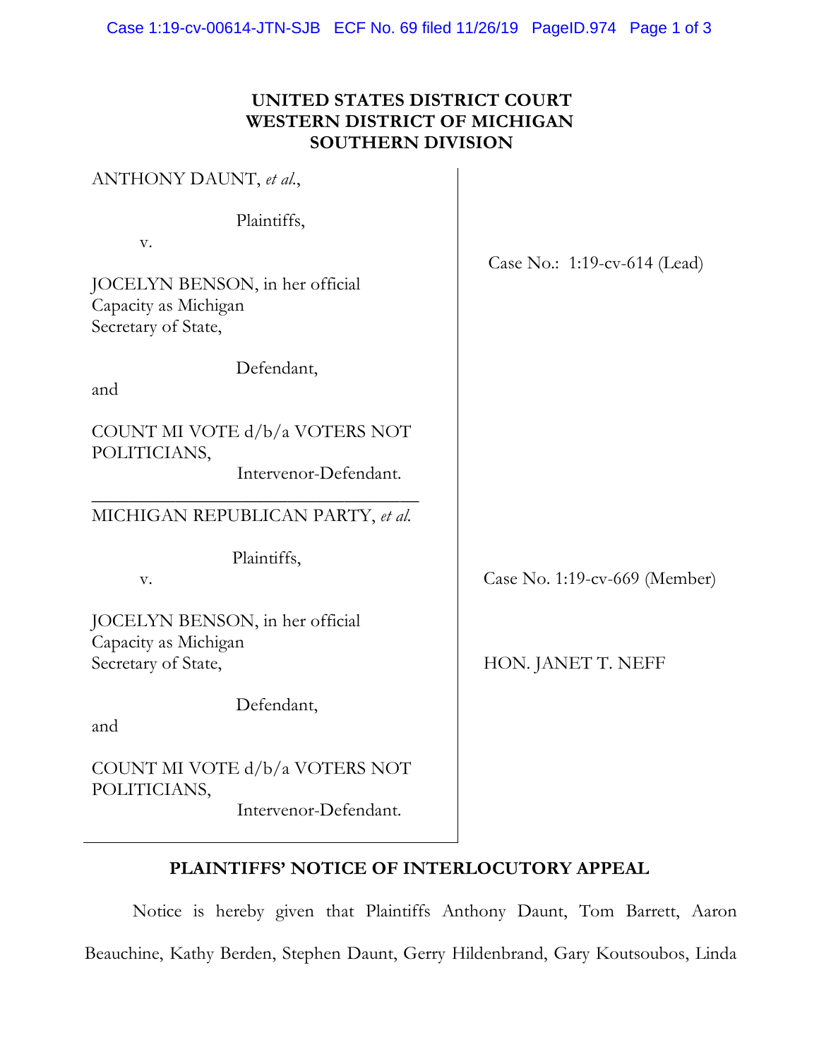# UNITED STATES DISTRICT COURT
# WESTERN DISTRICT OF MICHIGAN
# SOUTHERN DIVISION

ANTHONY DAUNT, *et al.*,

Plaintiffs,

v.

JOCELYN BENSON, in her official Capacity as Michigan Secretary of State,

Defendant,

and

COUNT MI VOTE d/b/a VOTERS NOT POLITICIANS,

Intervenor-Defendant.

Case No.: 1:19-cv-614 (Lead)

---

MICHIGAN REPUBLICAN PARTY, *et al.*

Plaintiffs,

v.

JOCELYN BENSON, in her official Capacity as Michigan Secretary of State,

Defendant,

and

COUNT MI VOTE d/b/a VOTERS NOT POLITICIANS,

Intervenor-Defendant.

Case No. 1:19-cv-669 (Member)

HON. JANET T. NEFF

## PLAINTIFFS' NOTICE OF INTERLOCUTORY APPEAL

Notice is hereby given that Plaintiffs Anthony Daunt, Tom Barrett, Aaron Beauchine, Kathy Berden, Stephen Daunt, Gerry Hildenbrand, Gary Koutsoubos, Linda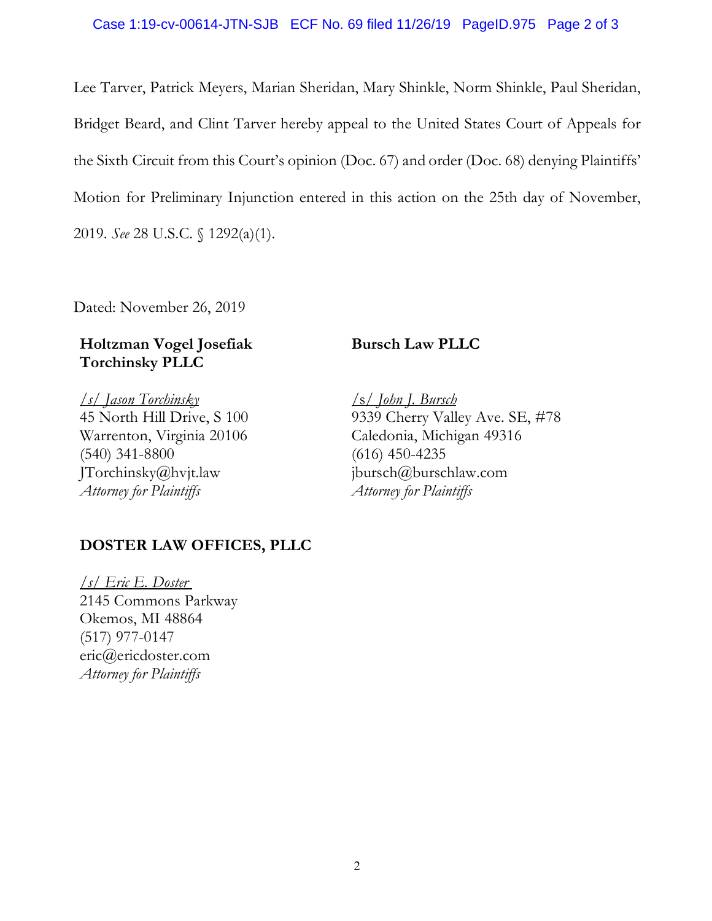Lee Tarver, Patrick Meyers, Marian Sheridan, Mary Shinkle, Norm Shinkle, Paul Sheridan, Bridget Beard, and Clint Tarver hereby appeal to the United States Court of Appeals for the Sixth Circuit from this Court's opinion (Doc. 67) and order (Doc. 68) denying Plaintiffs' Motion for Preliminary Injunction entered in this action on the 25th day of November, 2019. *See* 28 U.S.C. § 1292(a)(1).

Dated: November 26, 2019

**Holtzman Vogel Josefiak Torchinsky PLLC**

*/s/ Jason Torchinsky*
45 North Hill Drive, S 100
Warrenton, Virginia 20106
(540) 341-8800
JTorchinsky@hvjt.law
*Attorney for Plaintiffs*

**Bursch Law PLLC**

*/s/ John J. Bursch*
9339 Cherry Valley Ave. SE, #78
Caledonia, Michigan 49316
(616) 450-4235
jbursch@burschlaw.com
*Attorney for Plaintiffs*

**DOSTER LAW OFFICES, PLLC**

*/s/ Eric E. Doster*
2145 Commons Parkway
Okemos, MI 48864
(517) 977-0147
eric@ericdoster.com
*Attorney for Plaintiffs*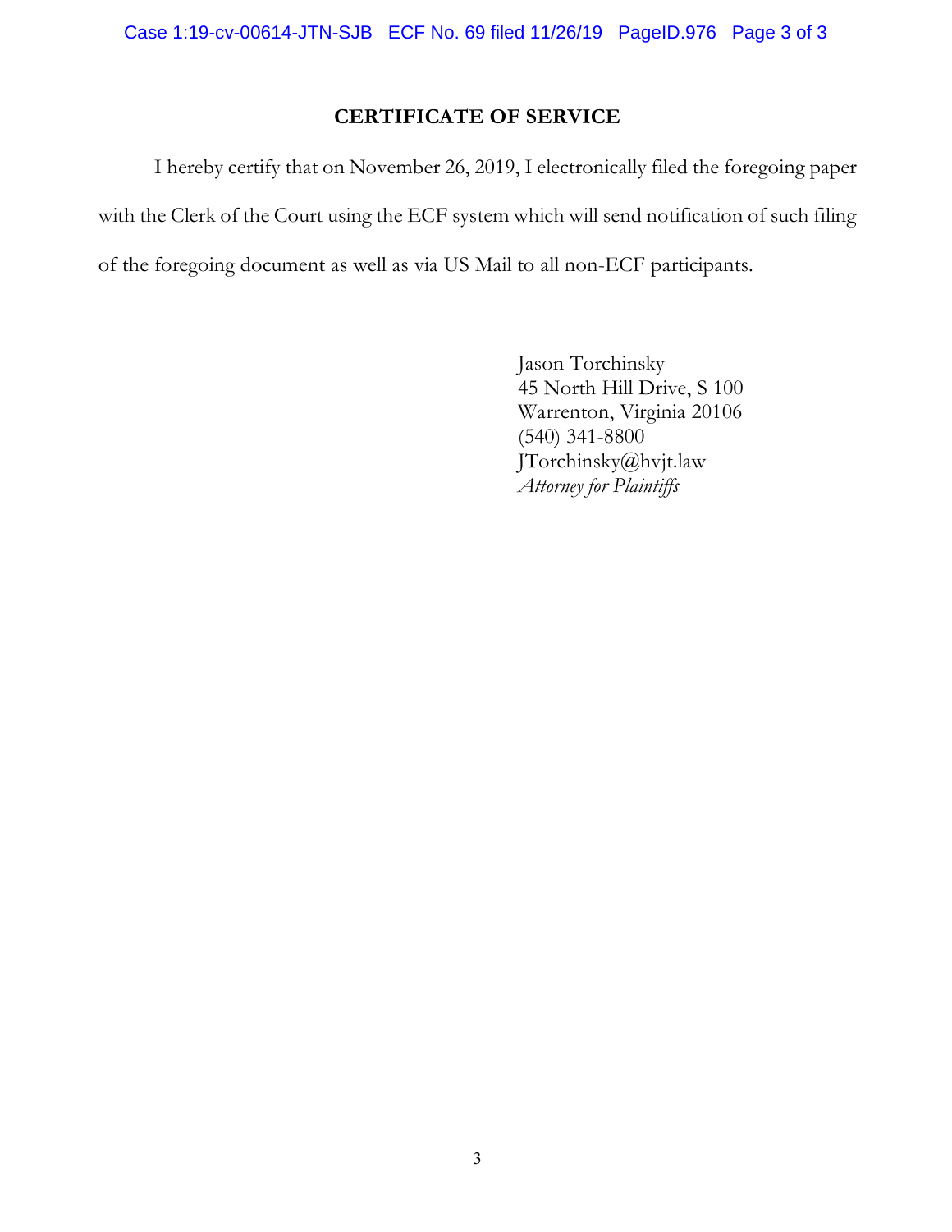## CERTIFICATE OF SERVICE

I hereby certify that on November 26, 2019, I electronically filed the foregoing paper with the Clerk of the Court using the ECF system which will send notification of such filing of the foregoing document as well as via US Mail to all non-ECF participants.

Jason Torchinsky
45 North Hill Drive, S 100
Warrenton, Virginia 20106
(540) 341-8800
JTorchinsky@hvjt.law
*Attorney for Plaintiffs*